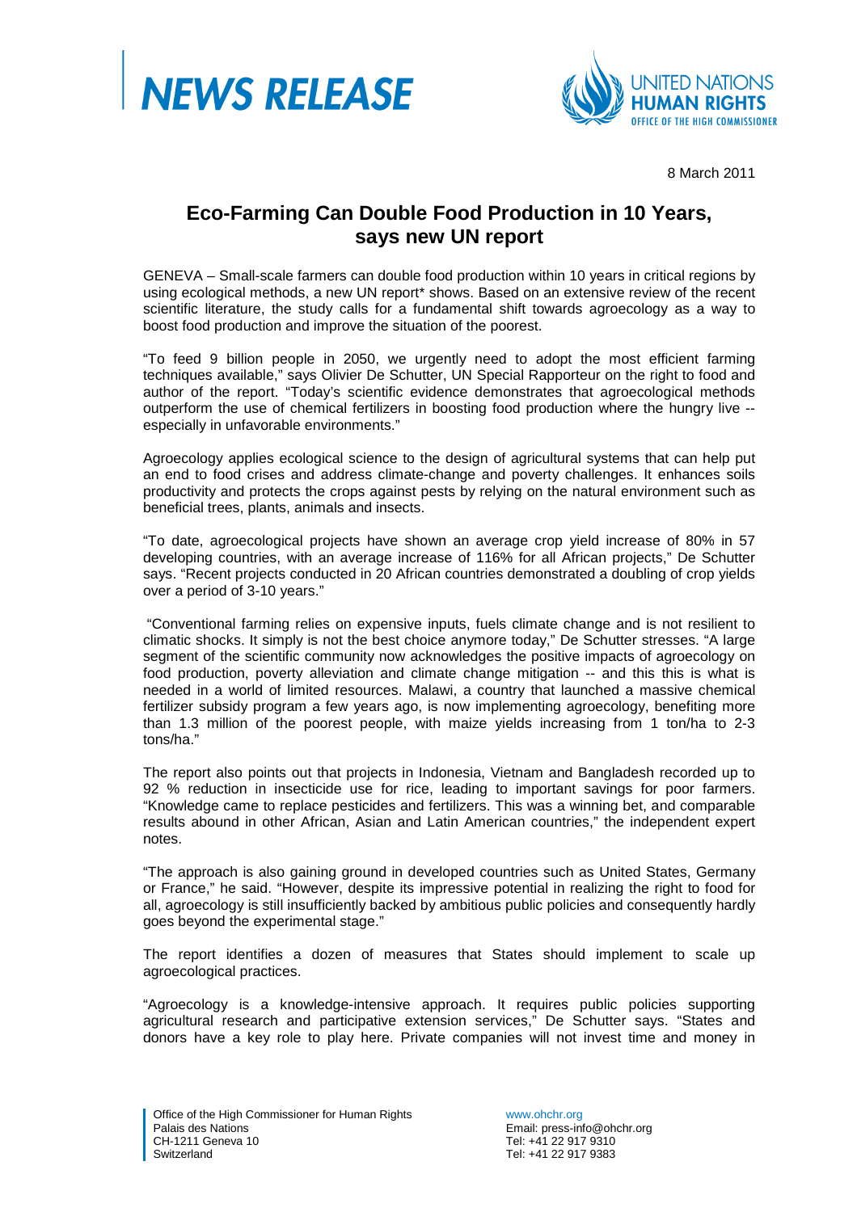**NEWS RELEASE**

UNITED NATIONS HUMAN RIGHTS
OFFICE OF THE HIGH COMMISSIONER

8 March 2011

# Eco-Farming Can Double Food Production in 10 Years, says new UN report

GENEVA – Small-scale farmers can double food production within 10 years in critical regions by using ecological methods, a new UN report* shows. Based on an extensive review of the recent scientific literature, the study calls for a fundamental shift towards agroecology as a way to boost food production and improve the situation of the poorest.

"To feed 9 billion people in 2050, we urgently need to adopt the most efficient farming techniques available," says Olivier De Schutter, UN Special Rapporteur on the right to food and author of the report. "Today's scientific evidence demonstrates that agroecological methods outperform the use of chemical fertilizers in boosting food production where the hungry live -- especially in unfavorable environments."

Agroecology applies ecological science to the design of agricultural systems that can help put an end to food crises and address climate-change and poverty challenges. It enhances soils productivity and protects the crops against pests by relying on the natural environment such as beneficial trees, plants, animals and insects.

"To date, agroecological projects have shown an average crop yield increase of 80% in 57 developing countries, with an average increase of 116% for all African projects," De Schutter says. "Recent projects conducted in 20 African countries demonstrated a doubling of crop yields over a period of 3-10 years."

"Conventional farming relies on expensive inputs, fuels climate change and is not resilient to climatic shocks. It simply is not the best choice anymore today," De Schutter stresses. "A large segment of the scientific community now acknowledges the positive impacts of agroecology on food production, poverty alleviation and climate change mitigation -- and this this is what is needed in a world of limited resources. Malawi, a country that launched a massive chemical fertilizer subsidy program a few years ago, is now implementing agroecology, benefiting more than 1.3 million of the poorest people, with maize yields increasing from 1 ton/ha to 2-3 tons/ha."

The report also points out that projects in Indonesia, Vietnam and Bangladesh recorded up to 92 % reduction in insecticide use for rice, leading to important savings for poor farmers. "Knowledge came to replace pesticides and fertilizers. This was a winning bet, and comparable results abound in other African, Asian and Latin American countries," the independent expert notes.

"The approach is also gaining ground in developed countries such as United States, Germany or France," he said. "However, despite its impressive potential in realizing the right to food for all, agroecology is still insufficiently backed by ambitious public policies and consequently hardly goes beyond the experimental stage."

The report identifies a dozen of measures that States should implement to scale up agroecological practices.

"Agroecology is a knowledge-intensive approach. It requires public policies supporting agricultural research and participative extension services," De Schutter says. "States and donors have a key role to play here. Private companies will not invest time and money in

Office of the High Commissioner for Human Rights
Palais des Nations
CH-1211 Geneva 10
Switzerland

www.ohchr.org
Email: press-info@ohchr.org
Tel: +41 22 917 9310
Tel: +41 22 917 9383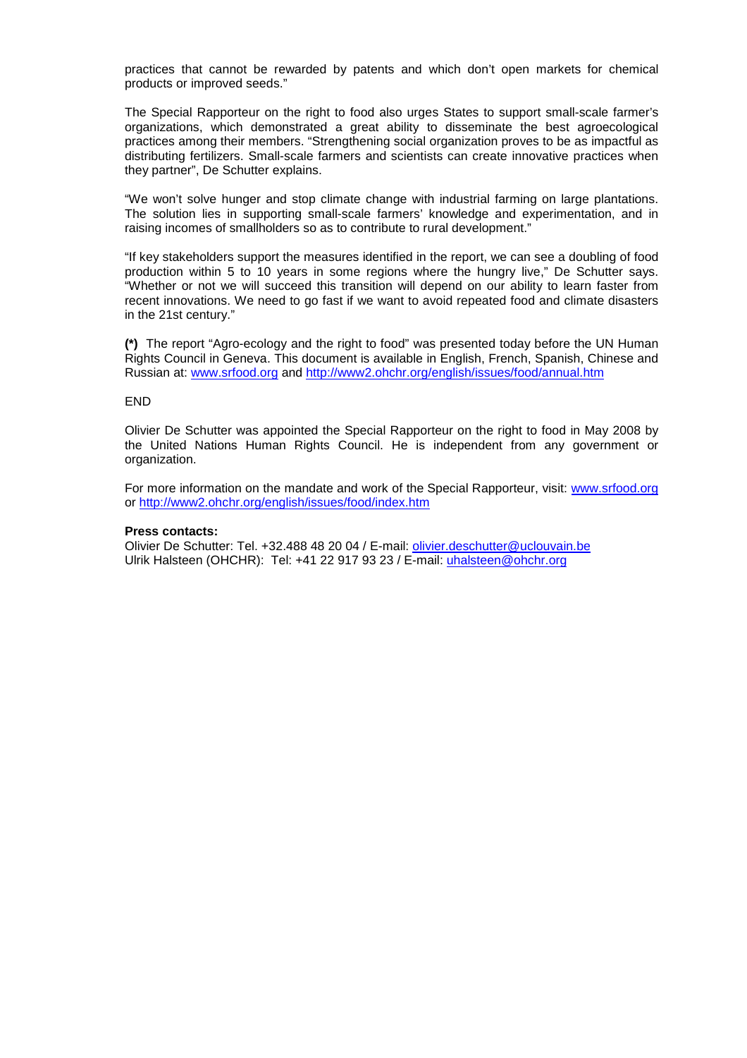practices that cannot be rewarded by patents and which don't open markets for chemical products or improved seeds."

The Special Rapporteur on the right to food also urges States to support small-scale farmer's organizations, which demonstrated a great ability to disseminate the best agroecological practices among their members. "Strengthening social organization proves to be as impactful as distributing fertilizers. Small-scale farmers and scientists can create innovative practices when they partner", De Schutter explains.

"We won't solve hunger and stop climate change with industrial farming on large plantations. The solution lies in supporting small-scale farmers' knowledge and experimentation, and in raising incomes of smallholders so as to contribute to rural development."

"If key stakeholders support the measures identified in the report, we can see a doubling of food production within 5 to 10 years in some regions where the hungry live," De Schutter says. "Whether or not we will succeed this transition will depend on our ability to learn faster from recent innovations. We need to go fast if we want to avoid repeated food and climate disasters in the 21st century."

**(*)** The report "Agro-ecology and the right to food" was presented today before the UN Human Rights Council in Geneva. This document is available in English, French, Spanish, Chinese and Russian at: [www.srfood.org](http://www.srfood.org) and [http://www2.ohchr.org/english/issues/food/annual.htm](http://www2.ohchr.org/english/issues/food/annual.htm)

END

Olivier De Schutter was appointed the Special Rapporteur on the right to food in May 2008 by the United Nations Human Rights Council. He is independent from any government or organization.

For more information on the mandate and work of the Special Rapporteur, visit: [www.srfood.org](http://www.srfood.org) or [http://www2.ohchr.org/english/issues/food/index.htm](http://www2.ohchr.org/english/issues/food/index.htm)

**Press contacts:**
Olivier De Schutter: Tel. +32.488 48 20 04 / E-mail: [olivier.deschutter@uclouvain.be](mailto:olivier.deschutter@uclouvain.be)
Ulrik Halsteen (OHCHR): Tel: +41 22 917 93 23 / E-mail: [uhalsteen@ohchr.org](mailto:uhalsteen@ohchr.org)